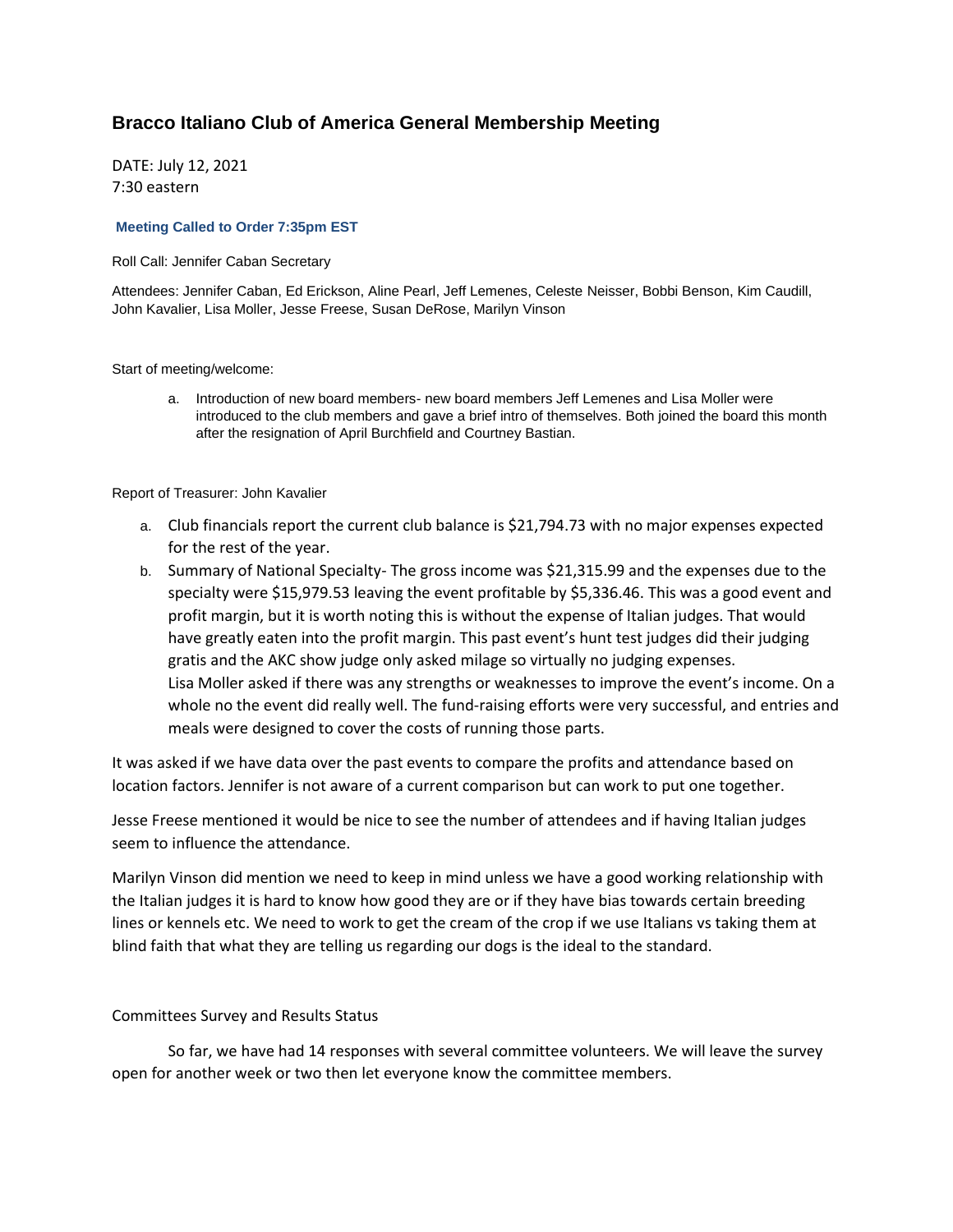# Bracco Italiano Club of America General Membership Meeting

DATE: July 12, 2021
7:30 eastern

**Meeting Called to Order 7:35pm EST**

Roll Call: Jennifer Caban Secretary

Attendees: Jennifer Caban, Ed Erickson, Aline Pearl, Jeff Lemenes, Celeste Neisser, Bobbi Benson, Kim Caudill, John Kavalier, Lisa Moller, Jesse Freese, Susan DeRose, Marilyn Vinson

Start of meeting/welcome:

a. Introduction of new board members- new board members Jeff Lemenes and Lisa Moller were introduced to the club members and gave a brief intro of themselves. Both joined the board this month after the resignation of April Burchfield and Courtney Bastian.

Report of Treasurer: John Kavalier

a. Club financials report the current club balance is $21,794.73 with no major expenses expected for the rest of the year.
b. Summary of National Specialty- The gross income was $21,315.99 and the expenses due to the specialty were $15,979.53 leaving the event profitable by $5,336.46. This was a good event and profit margin, but it is worth noting this is without the expense of Italian judges. That would have greatly eaten into the profit margin. This past event's hunt test judges did their judging gratis and the AKC show judge only asked milage so virtually no judging expenses.
Lisa Moller asked if there was any strengths or weaknesses to improve the event's income. On a whole no the event did really well. The fund-raising efforts were very successful, and entries and meals were designed to cover the costs of running those parts.

It was asked if we have data over the past events to compare the profits and attendance based on location factors. Jennifer is not aware of a current comparison but can work to put one together.

Jesse Freese mentioned it would be nice to see the number of attendees and if having Italian judges seem to influence the attendance.

Marilyn Vinson did mention we need to keep in mind unless we have a good working relationship with the Italian judges it is hard to know how good they are or if they have bias towards certain breeding lines or kennels etc. We need to work to get the cream of the crop if we use Italians vs taking them at blind faith that what they are telling us regarding our dogs is the ideal to the standard.

Committees Survey and Results Status

So far, we have had 14 responses with several committee volunteers. We will leave the survey open for another week or two then let everyone know the committee members.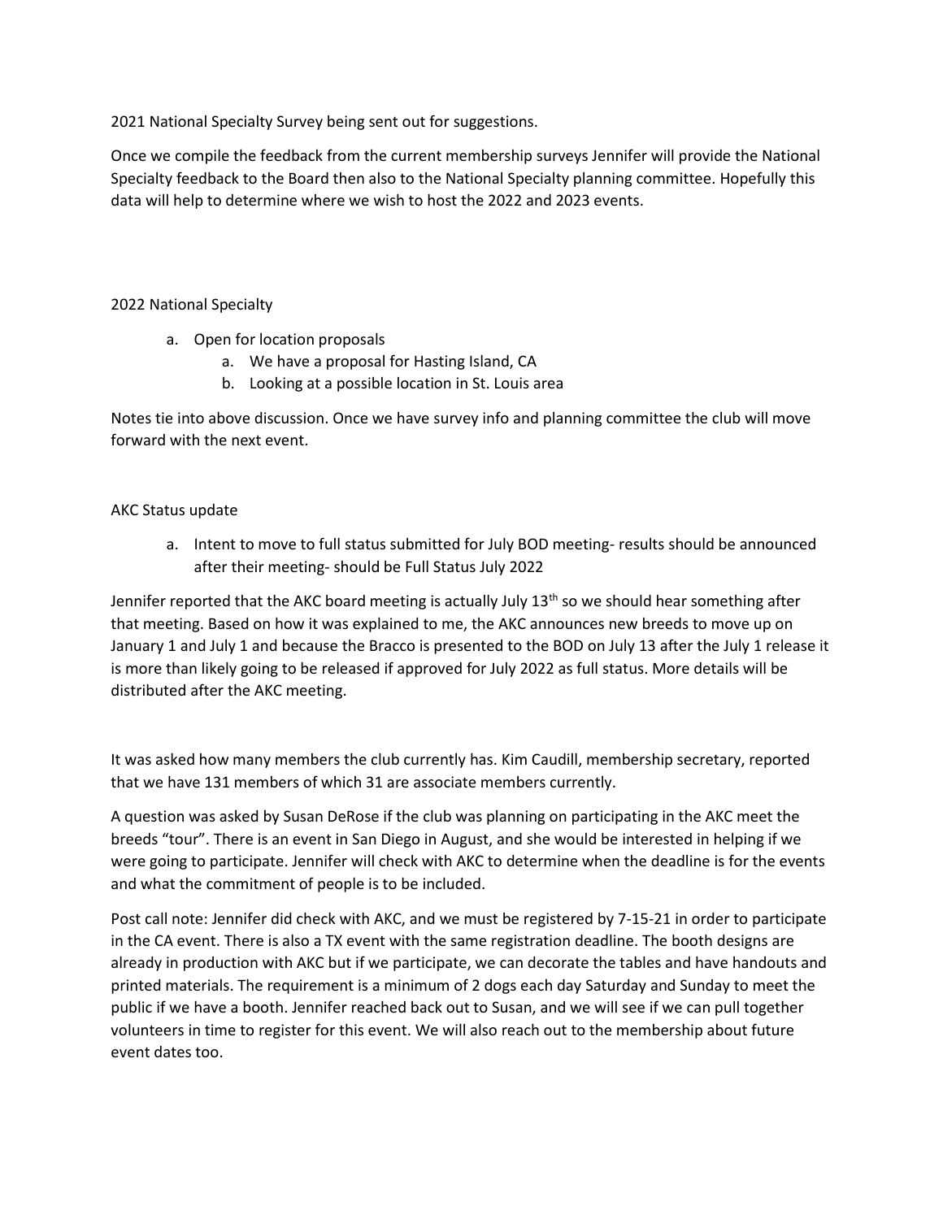2021 National Specialty Survey being sent out for suggestions.

Once we compile the feedback from the current membership surveys Jennifer will provide the National Specialty feedback to the Board then also to the National Specialty planning committee. Hopefully this data will help to determine where we wish to host the 2022 and 2023 events.

2022 National Specialty

a. Open for location proposals
    a. We have a proposal for Hasting Island, CA
    b. Looking at a possible location in St. Louis area

Notes tie into above discussion. Once we have survey info and planning committee the club will move forward with the next event.

AKC Status update

a. Intent to move to full status submitted for July BOD meeting- results should be announced after their meeting- should be Full Status July 2022

Jennifer reported that the AKC board meeting is actually July 13th so we should hear something after that meeting. Based on how it was explained to me, the AKC announces new breeds to move up on January 1 and July 1 and because the Bracco is presented to the BOD on July 13 after the July 1 release it is more than likely going to be released if approved for July 2022 as full status. More details will be distributed after the AKC meeting.

It was asked how many members the club currently has. Kim Caudill, membership secretary, reported that we have 131 members of which 31 are associate members currently.

A question was asked by Susan DeRose if the club was planning on participating in the AKC meet the breeds "tour". There is an event in San Diego in August, and she would be interested in helping if we were going to participate. Jennifer will check with AKC to determine when the deadline is for the events and what the commitment of people is to be included.

Post call note: Jennifer did check with AKC, and we must be registered by 7-15-21 in order to participate in the CA event. There is also a TX event with the same registration deadline. The booth designs are already in production with AKC but if we participate, we can decorate the tables and have handouts and printed materials. The requirement is a minimum of 2 dogs each day Saturday and Sunday to meet the public if we have a booth. Jennifer reached back out to Susan, and we will see if we can pull together volunteers in time to register for this event. We will also reach out to the membership about future event dates too.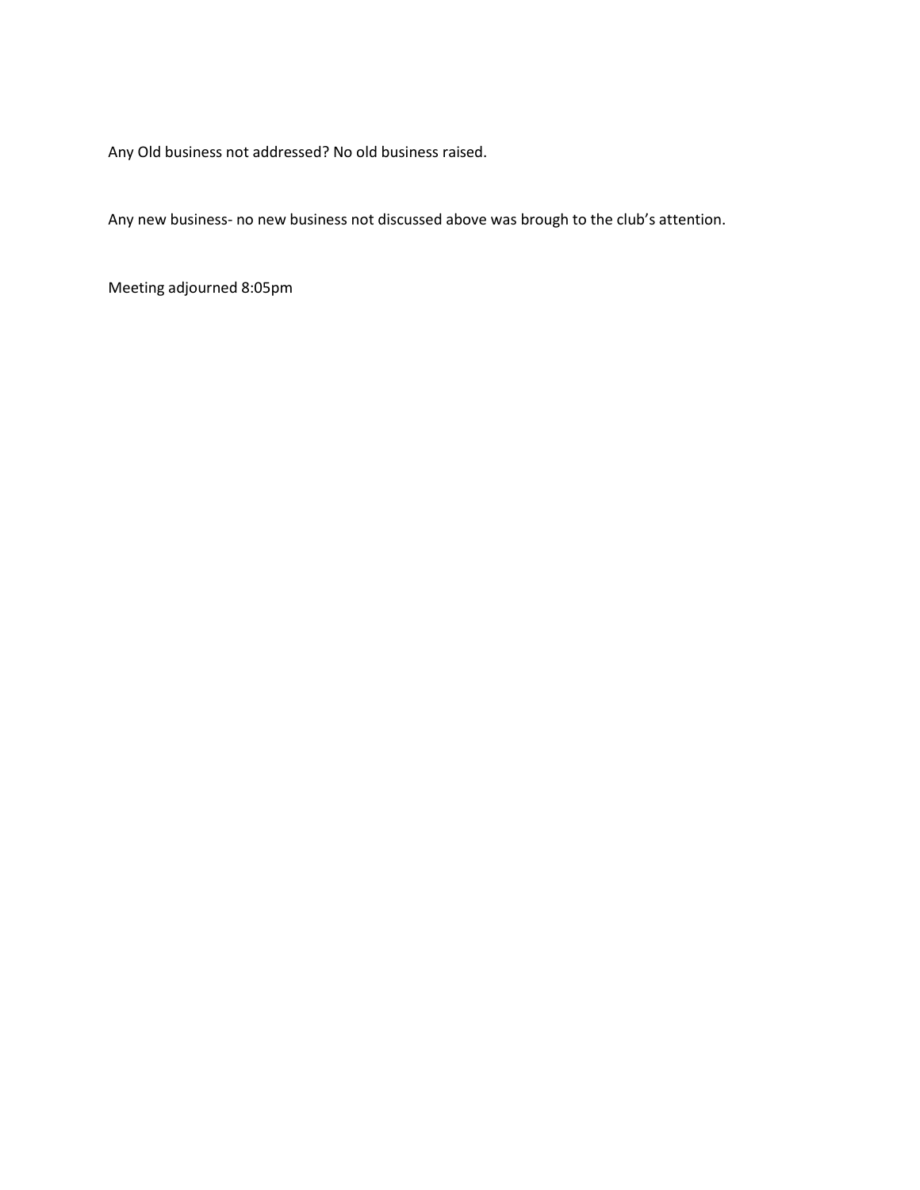Any Old business not addressed? No old business raised.

Any new business- no new business not discussed above was brough to the club's attention.

Meeting adjourned 8:05pm